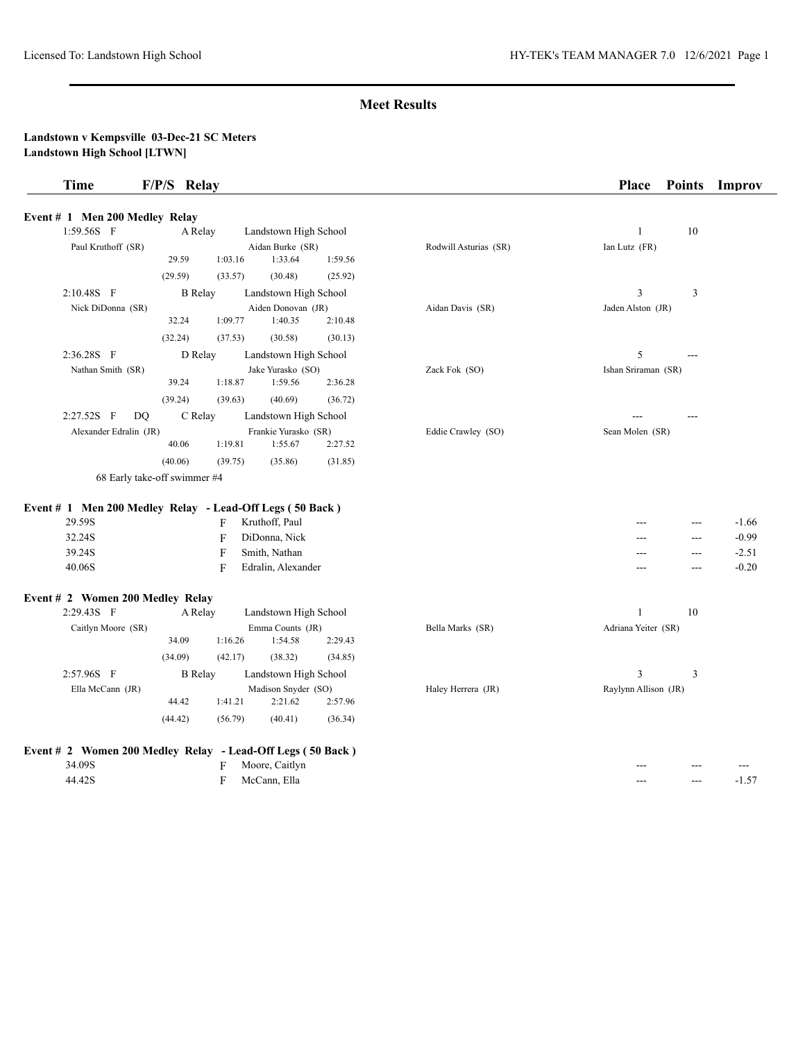Licensed To: Landstown High School — HY-TEK's TEAM MANAGER 7.0 12/6/2021

## Meet Results

**Landstown v Kempsville 03-Dec-21 SC Meters**
**Landstown High School [LTWN]**

| Time | F/P/S | Relay | | | Place | Points | Improv |
|---|---|---|---|---|---|---|---|

### Event # 1 Men 200 Medley Relay

| Time | F/P/S | Relay | Team | | Place | Points | Improv |
|---|---|---|---|---|---|---|---|
| 1:59.56S | F | A Relay | Landstown High School | | 1 | 10 | |
| Paul Kruthoff (SR) | | | Aidan Burke (SR) | Rodwill Asturias (SR) | Ian Lutz (FR) | | |
| 29.59 | 1:03.16 | 1:33.64 | 1:59.56 | | | | |
| (29.59) | (33.57) | (30.48) | (25.92) | | | | |
| 2:10.48S | F | B Relay | Landstown High School | | 3 | 3 | |
| Nick DiDonna (SR) | | | Aiden Donovan (JR) | Aidan Davis (SR) | Jaden Alston (JR) | | |
| 32.24 | 1:09.77 | 1:40.35 | 2:10.48 | | | | |
| (32.24) | (37.53) | (30.58) | (30.13) | | | | |
| 2:36.28S | F | D Relay | Landstown High School | | 5 | --- | |
| Nathan Smith (SR) | | | Jake Yurasko (SO) | Zack Fok (SO) | Ishan Sriraman (SR) | | |
| 39.24 | 1:18.87 | 1:59.56 | 2:36.28 | | | | |
| (39.24) | (39.63) | (40.69) | (36.72) | | | | |
| 2:27.52S | F DQ | C Relay | Landstown High School | | --- | --- | |
| Alexander Edralin (JR) | | | Frankie Yurasko (SR) | Eddie Crawley (SO) | Sean Molen (SR) | | |
| 40.06 | 1:19.81 | 1:55.67 | 2:27.52 | | | | |
| (40.06) | (39.75) | (35.86) | (31.85) | | | | |

68 Early take-off swimmer #4

### Event # 1 Men 200 Medley Relay - Lead-Off Legs ( 50 Back )

| Time | F/P/S | Name | Place | Points | Improv |
|---|---|---|---|---|---|
| 29.59S | F | Kruthoff, Paul | --- | --- | -1.66 |
| 32.24S | F | DiDonna, Nick | --- | --- | -0.99 |
| 39.24S | F | Smith, Nathan | --- | --- | -2.51 |
| 40.06S | F | Edralin, Alexander | --- | --- | -0.20 |

### Event # 2 Women 200 Medley Relay

| Time | F/P/S | Relay | Team | | Place | Points | Improv |
|---|---|---|---|---|---|---|---|
| 2:29.43S | F | A Relay | Landstown High School | | 1 | 10 | |
| Caitlyn Moore (SR) | | | Emma Counts (JR) | Bella Marks (SR) | Adriana Yeiter (SR) | | |
| 34.09 | 1:16.26 | 1:54.58 | 2:29.43 | | | | |
| (34.09) | (42.17) | (38.32) | (34.85) | | | | |
| 2:57.96S | F | B Relay | Landstown High School | | 3 | 3 | |
| Ella McCann (JR) | | | Madison Snyder (SO) | Haley Herrera (JR) | Raylynn Allison (JR) | | |
| 44.42 | 1:41.21 | 2:21.62 | 2:57.96 | | | | |
| (44.42) | (56.79) | (40.41) | (36.34) | | | | |

### Event # 2 Women 200 Medley Relay - Lead-Off Legs ( 50 Back )

| Time | F/P/S | Name | Place | Points | Improv |
|---|---|---|---|---|---|
| 34.09S | F | Moore, Caitlyn | --- | --- | --- |
| 44.42S | F | McCann, Ella | --- | --- | -1.57 |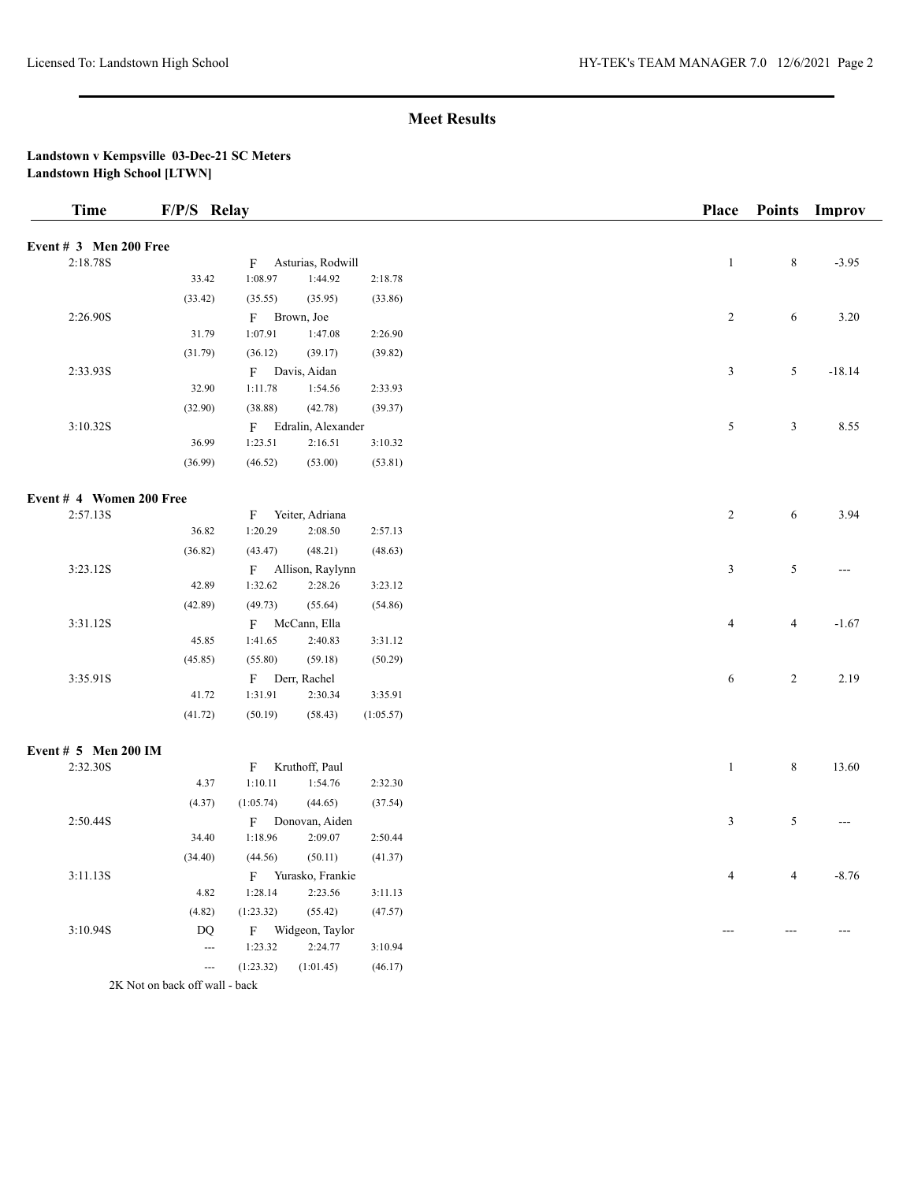## Meet Results

**Landstown v Kempsville 03-Dec-21 SC Meters**
**Landstown High School [LTWN]**

| Time | F/P/S | Relay | | | Place | Points | Improv |
|---|---|---|---|---|---|---|---|
| **Event # 3 Men 200 Free** | | | | | | | |
| 2:18.78S | | F Asturias, Rodwill | | | 1 | 8 | -3.95 |
| | 33.42 | 1:08.97 | 1:44.92 | 2:18.78 | | | |
| | (33.42) | (35.55) | (35.95) | (33.86) | | | |
| 2:26.90S | | F Brown, Joe | | | 2 | 6 | 3.20 |
| | 31.79 | 1:07.91 | 1:47.08 | 2:26.90 | | | |
| | (31.79) | (36.12) | (39.17) | (39.82) | | | |
| 2:33.93S | | F Davis, Aidan | | | 3 | 5 | -18.14 |
| | 32.90 | 1:11.78 | 1:54.56 | 2:33.93 | | | |
| | (32.90) | (38.88) | (42.78) | (39.37) | | | |
| 3:10.32S | | F Edralin, Alexander | | | 5 | 3 | 8.55 |
| | 36.99 | 1:23.51 | 2:16.51 | 3:10.32 | | | |
| | (36.99) | (46.52) | (53.00) | (53.81) | | | |
| **Event # 4 Women 200 Free** | | | | | | | |
| 2:57.13S | | F Yeiter, Adriana | | | 2 | 6 | 3.94 |
| | 36.82 | 1:20.29 | 2:08.50 | 2:57.13 | | | |
| | (36.82) | (43.47) | (48.21) | (48.63) | | | |
| 3:23.12S | | F Allison, Raylynn | | | 3 | 5 | --- |
| | 42.89 | 1:32.62 | 2:28.26 | 3:23.12 | | | |
| | (42.89) | (49.73) | (55.64) | (54.86) | | | |
| 3:31.12S | | F McCann, Ella | | | 4 | 4 | -1.67 |
| | 45.85 | 1:41.65 | 2:40.83 | 3:31.12 | | | |
| | (45.85) | (55.80) | (59.18) | (50.29) | | | |
| 3:35.91S | | F Derr, Rachel | | | 6 | 2 | 2.19 |
| | 41.72 | 1:31.91 | 2:30.34 | 3:35.91 | | | |
| | (41.72) | (50.19) | (58.43) | (1:05.57) | | | |
| **Event # 5 Men 200 IM** | | | | | | | |
| 2:32.30S | | F Kruthoff, Paul | | | 1 | 8 | 13.60 |
| | 4.37 | 1:10.11 | 1:54.76 | 2:32.30 | | | |
| | (4.37) | (1:05.74) | (44.65) | (37.54) | | | |
| 2:50.44S | | F Donovan, Aiden | | | 3 | 5 | --- |
| | 34.40 | 1:18.96 | 2:09.07 | 2:50.44 | | | |
| | (34.40) | (44.56) | (50.11) | (41.37) | | | |
| 3:11.13S | | F Yurasko, Frankie | | | 4 | 4 | -8.76 |
| | 4.82 | 1:28.14 | 2:23.56 | 3:11.13 | | | |
| | (4.82) | (1:23.32) | (55.42) | (47.57) | | | |
| 3:10.94S | DQ | F Widgeon, Taylor | | | --- | --- | --- |
| | --- | 1:23.32 | 2:24.77 | 3:10.94 | | | |
| | --- | (1:23.32) | (1:01.45) | (46.17) | | | |

2K Not on back off wall - back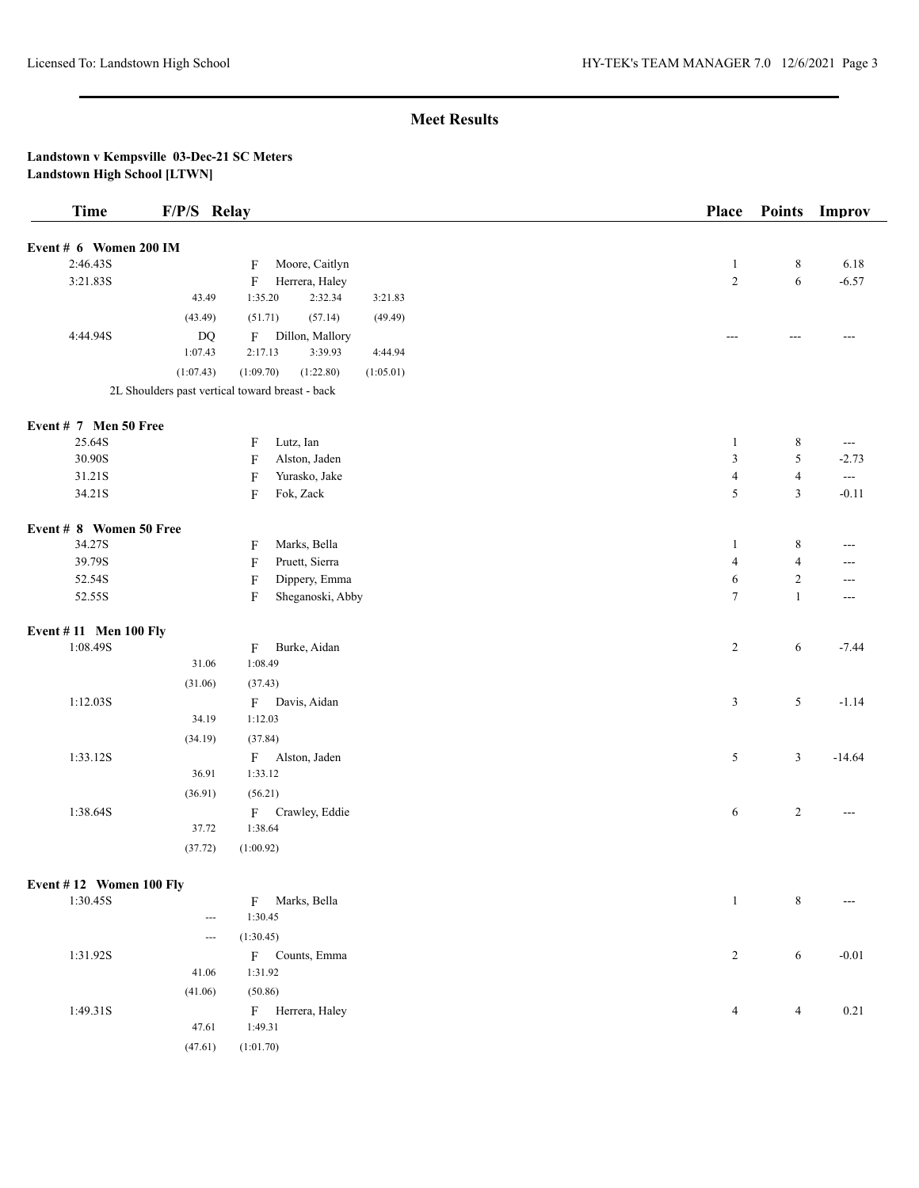## Meet Results

**Landstown v Kempsville 03-Dec-21 SC Meters**
**Landstown High School [LTWN]**

| Time | F/P/S | Relay | Place | Points | Improv |
|---|---|---|---|---|---|
| **Event # 6 Women 200 IM** | | | | | |
| 2:46.43S | F | Moore, Caitlyn | 1 | 8 | 6.18 |
| 3:21.83S | F | Herrera, Haley | 2 | 6 | -6.57 |
| | | 43.49 1:35.20 2:32.34 3:21.83 | | | |
| | | (43.49) (51.71) (57.14) (49.49) | | | |
| 4:44.94S | DQ F | Dillon, Mallory | --- | --- | --- |
| | | 1:07.43 2:17.13 3:39.93 4:44.94 | | | |
| | | (1:07.43) (1:09.70) (1:22.80) (1:05.01) | | | |
| | | 2L Shoulders past vertical toward breast - back | | | |
| **Event # 7 Men 50 Free** | | | | | |
| 25.64S | F | Lutz, Ian | 1 | 8 | --- |
| 30.90S | F | Alston, Jaden | 3 | 5 | -2.73 |
| 31.21S | F | Yurasko, Jake | 4 | 4 | --- |
| 34.21S | F | Fok, Zack | 5 | 3 | -0.11 |
| **Event # 8 Women 50 Free** | | | | | |
| 34.27S | F | Marks, Bella | 1 | 8 | --- |
| 39.79S | F | Pruett, Sierra | 4 | 4 | --- |
| 52.54S | F | Dippery, Emma | 6 | 2 | --- |
| 52.55S | F | Sheganoski, Abby | 7 | 1 | --- |
| **Event # 11 Men 100 Fly** | | | | | |
| 1:08.49S | F | Burke, Aidan | 2 | 6 | -7.44 |
| | | 31.06 1:08.49 | | | |
| | | (31.06) (37.43) | | | |
| 1:12.03S | F | Davis, Aidan | 3 | 5 | -1.14 |
| | | 34.19 1:12.03 | | | |
| | | (34.19) (37.84) | | | |
| 1:33.12S | F | Alston, Jaden | 5 | 3 | -14.64 |
| | | 36.91 1:33.12 | | | |
| | | (36.91) (56.21) | | | |
| 1:38.64S | F | Crawley, Eddie | 6 | 2 | --- |
| | | 37.72 1:38.64 | | | |
| | | (37.72) (1:00.92) | | | |
| **Event # 12 Women 100 Fly** | | | | | |
| 1:30.45S | F | Marks, Bella | 1 | 8 | --- |
| | | --- 1:30.45 | | | |
| | | --- (1:30.45) | | | |
| 1:31.92S | F | Counts, Emma | 2 | 6 | -0.01 |
| | | 41.06 1:31.92 | | | |
| | | (41.06) (50.86) | | | |
| 1:49.31S | F | Herrera, Haley | 4 | 4 | 0.21 |
| | | 47.61 1:49.31 | | | |
| | | (47.61) (1:01.70) | | | |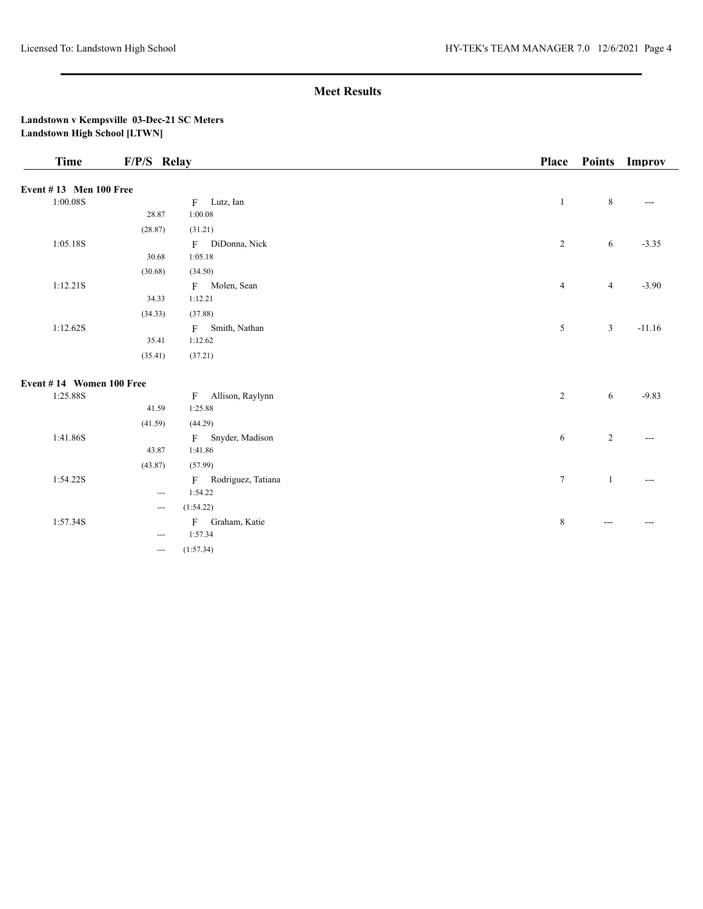## Meet Results

**Landstown v Kempsville 03-Dec-21 SC Meters**
**Landstown High School [LTWN]**

| Time | F/P/S | Relay | Place | Points | Improv |
|---|---|---|---|---|---|
| **Event # 13 Men 100 Free** | | | | | |
| 1:00.08S | | F Lutz, Ian | 1 | 8 | --- |
| | 28.87 | 1:00.08 | | | |
| | (28.87) | (31.21) | | | |
| 1:05.18S | | F DiDonna, Nick | 2 | 6 | -3.35 |
| | 30.68 | 1:05.18 | | | |
| | (30.68) | (34.50) | | | |
| 1:12.21S | | F Molen, Sean | 4 | 4 | -3.90 |
| | 34.33 | 1:12.21 | | | |
| | (34.33) | (37.88) | | | |
| 1:12.62S | | F Smith, Nathan | 5 | 3 | -11.16 |
| | 35.41 | 1:12.62 | | | |
| | (35.41) | (37.21) | | | |
| **Event # 14 Women 100 Free** | | | | | |
| 1:25.88S | | F Allison, Raylynn | 2 | 6 | -9.83 |
| | 41.59 | 1:25.88 | | | |
| | (41.59) | (44.29) | | | |
| 1:41.86S | | F Snyder, Madison | 6 | 2 | --- |
| | 43.87 | 1:41.86 | | | |
| | (43.87) | (57.99) | | | |
| 1:54.22S | | F Rodriguez, Tatiana | 7 | 1 | --- |
| | --- | 1:54.22 | | | |
| | --- | (1:54.22) | | | |
| 1:57.34S | | F Graham, Katie | 8 | --- | --- |
| | --- | 1:57.34 | | | |
| | --- | (1:57.34) | | | |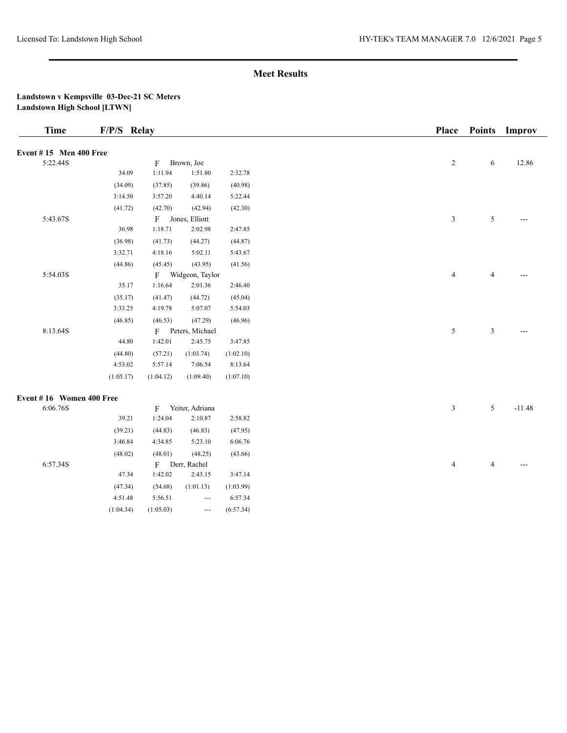## Meet Results

**Landstown v Kempsville 03-Dec-21 SC Meters**
**Landstown High School [LTWN]**

| Time | F/P/S | Relay | | | | Place | Points | Improv |
|---|---|---|---|---|---|---|---|---|
| **Event # 15 Men 400 Free** | | | | | | | | |
| 5:22.44S | | F Brown, Joe | | | | 2 | 6 | 12.86 |
| | 34.09 | 1:11.94 | 1:51.80 | 2:32.78 | | | | |
| | (34.09) | (37.85) | (39.86) | (40.98) | | | | |
| | 3:14.50 | 3:57.20 | 4:40.14 | 5:22.44 | | | | |
| | (41.72) | (42.70) | (42.94) | (42.30) | | | | |
| 5:43.67S | | F Jones, Elliott | | | | 3 | 5 | --- |
| | 36.98 | 1:18.71 | 2:02.98 | 2:47.85 | | | | |
| | (36.98) | (41.73) | (44.27) | (44.87) | | | | |
| | 3:32.71 | 4:18.16 | 5:02.11 | 5:43.67 | | | | |
| | (44.86) | (45.45) | (43.95) | (41.56) | | | | |
| 5:54.03S | | F Widgeon, Taylor | | | | 4 | 4 | --- |
| | 35.17 | 1:16.64 | 2:01.36 | 2:46.40 | | | | |
| | (35.17) | (41.47) | (44.72) | (45.04) | | | | |
| | 3:33.25 | 4:19.78 | 5:07.07 | 5:54.03 | | | | |
| | (46.85) | (46.53) | (47.29) | (46.96) | | | | |
| 8:13.64S | | F Peters, Michael | | | | 5 | 3 | --- |
| | 44.80 | 1:42.01 | 2:45.75 | 3:47.85 | | | | |
| | (44.80) | (57.21) | (1:03.74) | (1:02.10) | | | | |
| | 4:53.02 | 5:57.14 | 7:06.54 | 8:13.64 | | | | |
| | (1:05.17) | (1:04.12) | (1:09.40) | (1:07.10) | | | | |
| **Event # 16 Women 400 Free** | | | | | | | | |
| 6:06.76S | | F Yeiter, Adriana | | | | 3 | 5 | -11.48 |
| | 39.21 | 1:24.04 | 2:10.87 | 2:58.82 | | | | |
| | (39.21) | (44.83) | (46.83) | (47.95) | | | | |
| | 3:46.84 | 4:34.85 | 5:23.10 | 6:06.76 | | | | |
| | (48.02) | (48.01) | (48.25) | (43.66) | | | | |
| 6:57.34S | | F Derr, Rachel | | | | 4 | 4 | --- |
| | 47.34 | 1:42.02 | 2:43.15 | 3:47.14 | | | | |
| | (47.34) | (54.68) | (1:01.13) | (1:03.99) | | | | |
| | 4:51.48 | 5:56.51 | --- | 6:57.34 | | | | |
| | (1:04.34) | (1:05.03) | --- | (6:57.34) | | | | |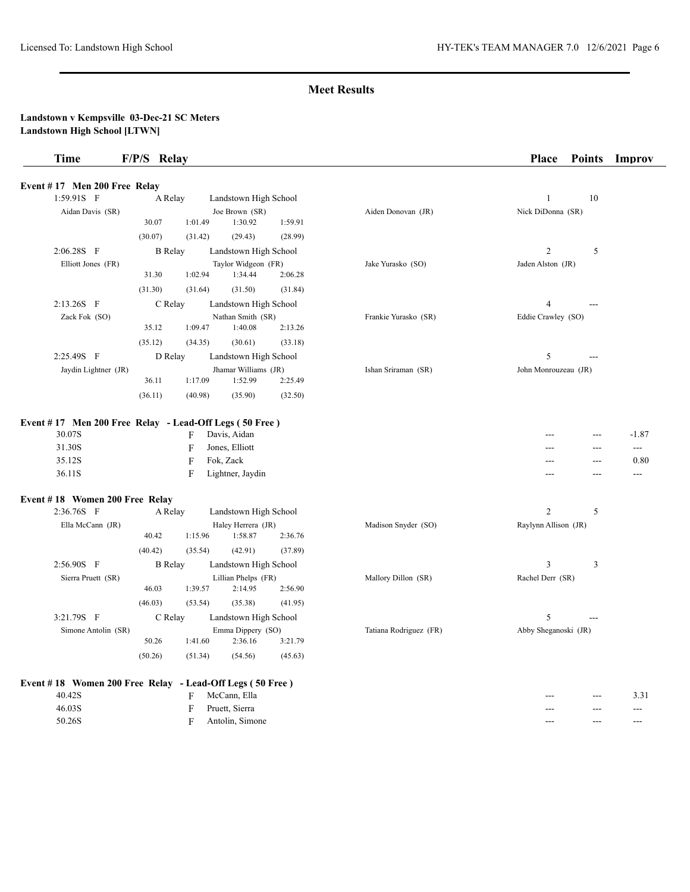## Meet Results

**Landstown v Kempsville 03-Dec-21 SC Meters**
**Landstown High School [LTWN]**

| Time | F/P/S | Relay | | | | Place | Points | Improv |
|---|---|---|---|---|---|---|---|---|

### Event # 17 Men 200 Free Relay

| Time | F/P/S | Relay | | | | Place | Points | Improv |
|---|---|---|---|---|---|---|---|---|
| 1:59.91S | F | A Relay | Landstown High School | | | 1 | 10 | |
| Aidan Davis (SR) | | | Joe Brown (SR) | Aiden Donovan (JR) | Nick DiDonna (SR) | | | |
| | 30.07 | 1:01.49 | 1:30.92 | 1:59.91 | | | | |
| | (30.07) | (31.42) | (29.43) | (28.99) | | | | |
| 2:06.28S | F | B Relay | Landstown High School | | | 2 | 5 | |
| Elliott Jones (FR) | | | Taylor Widgeon (FR) | Jake Yurasko (SO) | Jaden Alston (JR) | | | |
| | 31.30 | 1:02.94 | 1:34.44 | 2:06.28 | | | | |
| | (31.30) | (31.64) | (31.50) | (31.84) | | | | |
| 2:13.26S | F | C Relay | Landstown High School | | | 4 | --- | |
| Zack Fok (SO) | | | Nathan Smith (SR) | Frankie Yurasko (SR) | Eddie Crawley (SO) | | | |
| | 35.12 | 1:09.47 | 1:40.08 | 2:13.26 | | | | |
| | (35.12) | (34.35) | (30.61) | (33.18) | | | | |
| 2:25.49S | F | D Relay | Landstown High School | | | 5 | --- | |
| Jaydin Lightner (JR) | | | Jhamar Williams (JR) | Ishan Sriraman (SR) | John Monrouzeau (JR) | | | |
| | 36.11 | 1:17.09 | 1:52.99 | 2:25.49 | | | | |
| | (36.11) | (40.98) | (35.90) | (32.50) | | | | |

### Event # 17 Men 200 Free Relay - Lead-Off Legs ( 50 Free )

| Time | F/P/S | Name | Place | Points | Improv |
|---|---|---|---|---|---|
| 30.07S | F | Davis, Aidan | --- | --- | -1.87 |
| 31.30S | F | Jones, Elliott | --- | --- | --- |
| 35.12S | F | Fok, Zack | --- | --- | 0.80 |
| 36.11S | F | Lightner, Jaydin | --- | --- | --- |

### Event # 18 Women 200 Free Relay

| Time | F/P/S | Relay | | | | Place | Points | Improv |
|---|---|---|---|---|---|---|---|---|
| 2:36.76S | F | A Relay | Landstown High School | | | 2 | 5 | |
| Ella McCann (JR) | | | Haley Herrera (JR) | Madison Snyder (SO) | Raylynn Allison (JR) | | | |
| | 40.42 | 1:15.96 | 1:58.87 | 2:36.76 | | | | |
| | (40.42) | (35.54) | (42.91) | (37.89) | | | | |
| 2:56.90S | F | B Relay | Landstown High School | | | 3 | 3 | |
| Sierra Pruett (SR) | | | Lillian Phelps (FR) | Mallory Dillon (SR) | Rachel Derr (SR) | | | |
| | 46.03 | 1:39.57 | 2:14.95 | 2:56.90 | | | | |
| | (46.03) | (53.54) | (35.38) | (41.95) | | | | |
| 3:21.79S | F | C Relay | Landstown High School | | | 5 | --- | |
| Simone Antolin (SR) | | | Emma Dippery (SO) | Tatiana Rodriguez (FR) | Abby Sheganoski (JR) | | | |
| | 50.26 | 1:41.60 | 2:36.16 | 3:21.79 | | | | |
| | (50.26) | (51.34) | (54.56) | (45.63) | | | | |

### Event # 18 Women 200 Free Relay - Lead-Off Legs ( 50 Free )

| Time | F/P/S | Name | Place | Points | Improv |
|---|---|---|---|---|---|
| 40.42S | F | McCann, Ella | --- | --- | 3.31 |
| 46.03S | F | Pruett, Sierra | --- | --- | --- |
| 50.26S | F | Antolin, Simone | --- | --- | --- |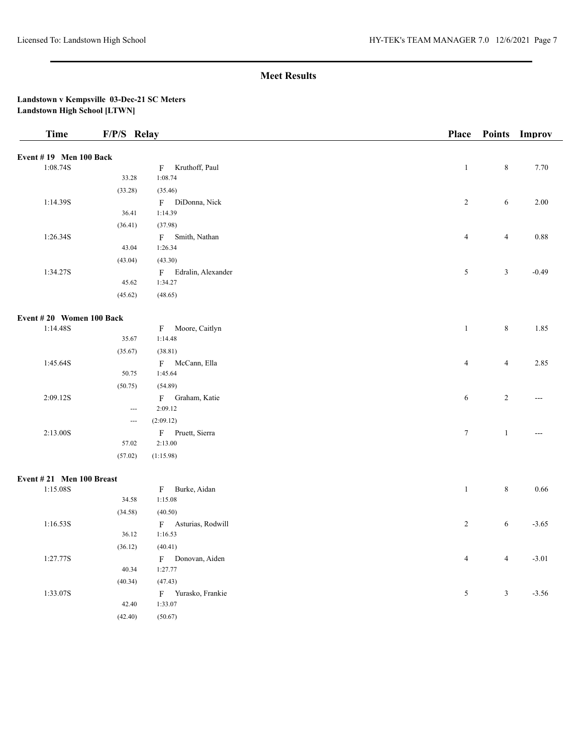## Meet Results

**Landstown v Kempsville 03-Dec-21 SC Meters**
**Landstown High School [LTWN]**

| Time | F/P/S | Relay | Place | Points | Improv |
|---|---|---|---|---|---|
| **Event # 19 Men 100 Back** | | | | | |
| 1:08.74S | | F Kruthoff, Paul | 1 | 8 | 7.70 |
| | 33.28 | 1:08.74 | | | |
| | (33.28) | (35.46) | | | |
| 1:14.39S | | F DiDonna, Nick | 2 | 6 | 2.00 |
| | 36.41 | 1:14.39 | | | |
| | (36.41) | (37.98) | | | |
| 1:26.34S | | F Smith, Nathan | 4 | 4 | 0.88 |
| | 43.04 | 1:26.34 | | | |
| | (43.04) | (43.30) | | | |
| 1:34.27S | | F Edralin, Alexander | 5 | 3 | -0.49 |
| | 45.62 | 1:34.27 | | | |
| | (45.62) | (48.65) | | | |
| **Event # 20 Women 100 Back** | | | | | |
| 1:14.48S | | F Moore, Caitlyn | 1 | 8 | 1.85 |
| | 35.67 | 1:14.48 | | | |
| | (35.67) | (38.81) | | | |
| 1:45.64S | | F McCann, Ella | 4 | 4 | 2.85 |
| | 50.75 | 1:45.64 | | | |
| | (50.75) | (54.89) | | | |
| 2:09.12S | | F Graham, Katie | 6 | 2 | --- |
| | --- | 2:09.12 | | | |
| | --- | (2:09.12) | | | |
| 2:13.00S | | F Pruett, Sierra | 7 | 1 | --- |
| | 57.02 | 2:13.00 | | | |
| | (57.02) | (1:15.98) | | | |
| **Event # 21 Men 100 Breast** | | | | | |
| 1:15.08S | | F Burke, Aidan | 1 | 8 | 0.66 |
| | 34.58 | 1:15.08 | | | |
| | (34.58) | (40.50) | | | |
| 1:16.53S | | F Asturias, Rodwill | 2 | 6 | -3.65 |
| | 36.12 | 1:16.53 | | | |
| | (36.12) | (40.41) | | | |
| 1:27.77S | | F Donovan, Aiden | 4 | 4 | -3.01 |
| | 40.34 | 1:27.77 | | | |
| | (40.34) | (47.43) | | | |
| 1:33.07S | | F Yurasko, Frankie | 5 | 3 | -3.56 |
| | 42.40 | 1:33.07 | | | |
| | (42.40) | (50.67) | | | |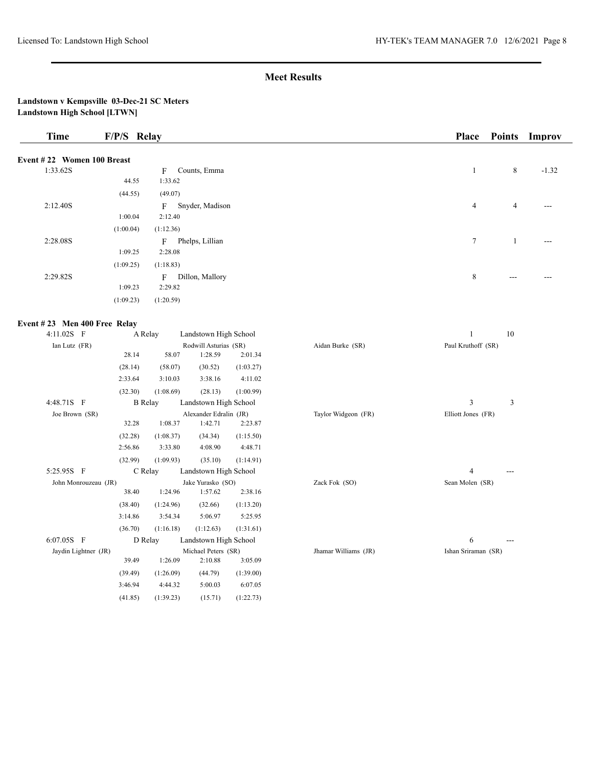## Meet Results

**Landstown v Kempsville 03-Dec-21 SC Meters**
**Landstown High School [LTWN]**

| Time | F/P/S | Relay | Place | Points | Improv |
|---|---|---|---|---|---|

**Event # 22 Women 100 Breast**

| Time | F/P/S | Name | Place | Points | Improv |
|---|---|---|---|---|---|
| 1:33.62S | F | Counts, Emma | 1 | 8 | -1.32 |
| | 44.55 (44.55) | 1:33.62 (49.07) | | | |
| 2:12.40S | F | Snyder, Madison | 4 | 4 | --- |
| | 1:00.04 (1:00.04) | 2:12.40 (1:12.36) | | | |
| 2:28.08S | F | Phelps, Lillian | 7 | 1 | --- |
| | 1:09.25 (1:09.25) | 2:28.08 (1:18.83) | | | |
| 2:29.82S | F | Dillon, Mallory | 8 | --- | --- |
| | 1:09.23 (1:09.23) | 2:29.82 (1:20.59) | | | |

**Event # 23 Men 400 Free Relay**

4:11.02S F — A Relay — Landstown High School — Place 1 — Points 10

Ian Lutz (FR), Rodwill Asturias (SR), Aidan Burke (SR), Paul Kruthoff (SR)

| 28.14 | 58.07 | 1:28.59 | 2:01.34 |
|---|---|---|---|
| (28.14) | (58.07) | (30.52) | (1:03.27) |
| 2:33.64 | 3:10.03 | 3:38.16 | 4:11.02 |
| (32.30) | (1:08.69) | (28.13) | (1:00.99) |

4:48.71S F — B Relay — Landstown High School — Place 3 — Points 3

Joe Brown (SR), Alexander Edralin (JR), Taylor Widgeon (FR), Elliott Jones (FR)

| 32.28 | 1:08.37 | 1:42.71 | 2:23.87 |
|---|---|---|---|
| (32.28) | (1:08.37) | (34.34) | (1:15.50) |
| 2:56.86 | 3:33.80 | 4:08.90 | 4:48.71 |
| (32.99) | (1:09.93) | (35.10) | (1:14.91) |

5:25.95S F — C Relay — Landstown High School — Place 4 — Points ---

John Monrouzeau (JR), Jake Yurasko (SO), Zack Fok (SO), Sean Molen (SR)

| 38.40 | 1:24.96 | 1:57.62 | 2:38.16 |
|---|---|---|---|
| (38.40) | (1:24.96) | (32.66) | (1:13.20) |
| 3:14.86 | 3:54.34 | 5:06.97 | 5:25.95 |
| (36.70) | (1:16.18) | (1:12.63) | (1:31.61) |

6:07.05S F — D Relay — Landstown High School — Place 6 — Points ---

Jaydin Lightner (JR), Michael Peters (SR), Jhamar Williams (JR), Ishan Sriraman (SR)

| 39.49 | 1:26.09 | 2:10.88 | 3:05.09 |
|---|---|---|---|
| (39.49) | (1:26.09) | (44.79) | (1:39.00) |
| 3:46.94 | 4:44.32 | 5:00.03 | 6:07.05 |
| (41.85) | (1:39.23) | (15.71) | (1:22.73) |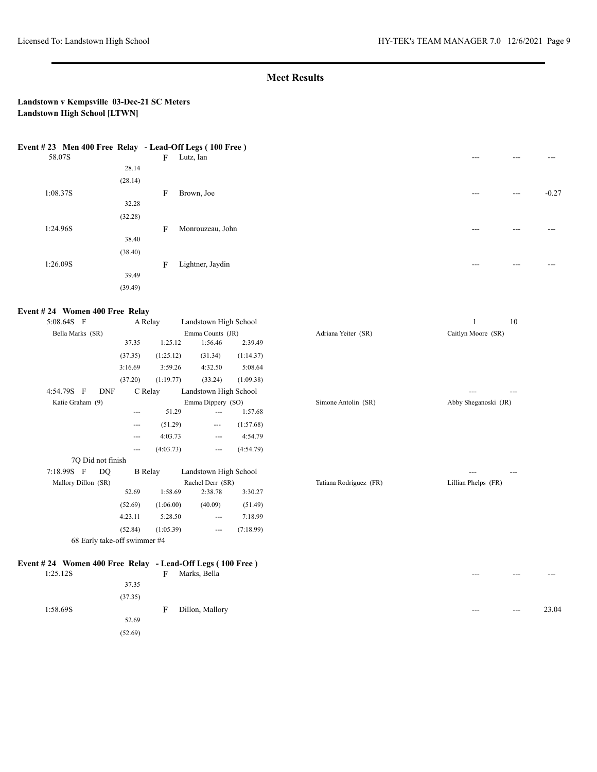## Meet Results

**Landstown v Kempsville 03-Dec-21 SC Meters**
**Landstown High School [LTWN]**

**Event # 23 Men 400 Free Relay - Lead-Off Legs ( 100 Free )**

| | | | | | |
|---|---|---|---|---|---|
| 58.07S | F | Lutz, Ian | --- | --- | --- |
| 28.14 (28.14) | | | | | |
| 1:08.37S | F | Brown, Joe | --- | --- | -0.27 |
| 32.28 (32.28) | | | | | |
| 1:24.96S | F | Monrouzeau, John | --- | --- | --- |
| 38.40 (38.40) | | | | | |
| 1:26.09S | F | Lightner, Jaydin | --- | --- | --- |
| 39.49 (39.49) | | | | | |

**Event # 24 Women 400 Free Relay**

5:08.64S F — A Relay — Landstown High School — 1 — 10
Bella Marks (SR), Emma Counts (JR), Adriana Yeiter (SR), Caitlyn Moore (SR)

| | | | |
|---|---|---|---|
| 37.35 | 1:25.12 | 1:56.46 | 2:39.49 |
| (37.35) | (1:25.12) | (31.34) | (1:14.37) |
| 3:16.69 | 3:59.26 | 4:32.50 | 5:08.64 |
| (37.20) | (1:19.77) | (33.24) | (1:09.38) |

4:54.79S F DNF — C Relay — Landstown High School — --- — ---
Katie Graham (9), Emma Dippery (SO), Simone Antolin (SR), Abby Sheganoski (JR)

| | | | |
|---|---|---|---|
| --- | 51.29 | --- | 1:57.68 |
| --- | (51.29) | --- | (1:57.68) |
| --- | 4:03.73 | --- | 4:54.79 |
| --- | (4:03.73) | --- | (4:54.79) |

7Q Did not finish

7:18.99S F DQ — B Relay — Landstown High School — --- — ---
Mallory Dillon (SR), Rachel Derr (SR), Tatiana Rodriguez (FR), Lillian Phelps (FR)

| | | | |
|---|---|---|---|
| 52.69 | 1:58.69 | 2:38.78 | 3:30.27 |
| (52.69) | (1:06.00) | (40.09) | (51.49) |
| 4:23.11 | 5:28.50 | --- | 7:18.99 |
| (52.84) | (1:05.39) | --- | (7:18.99) |

68 Early take-off swimmer #4

**Event # 24 Women 400 Free Relay - Lead-Off Legs ( 100 Free )**

| | | | | | |
|---|---|---|---|---|---|
| 1:25.12S | F | Marks, Bella | --- | --- | --- |
| 37.35 (37.35) | | | | | |
| 1:58.69S | F | Dillon, Mallory | --- | --- | 23.04 |
| 52.69 (52.69) | | | | | |